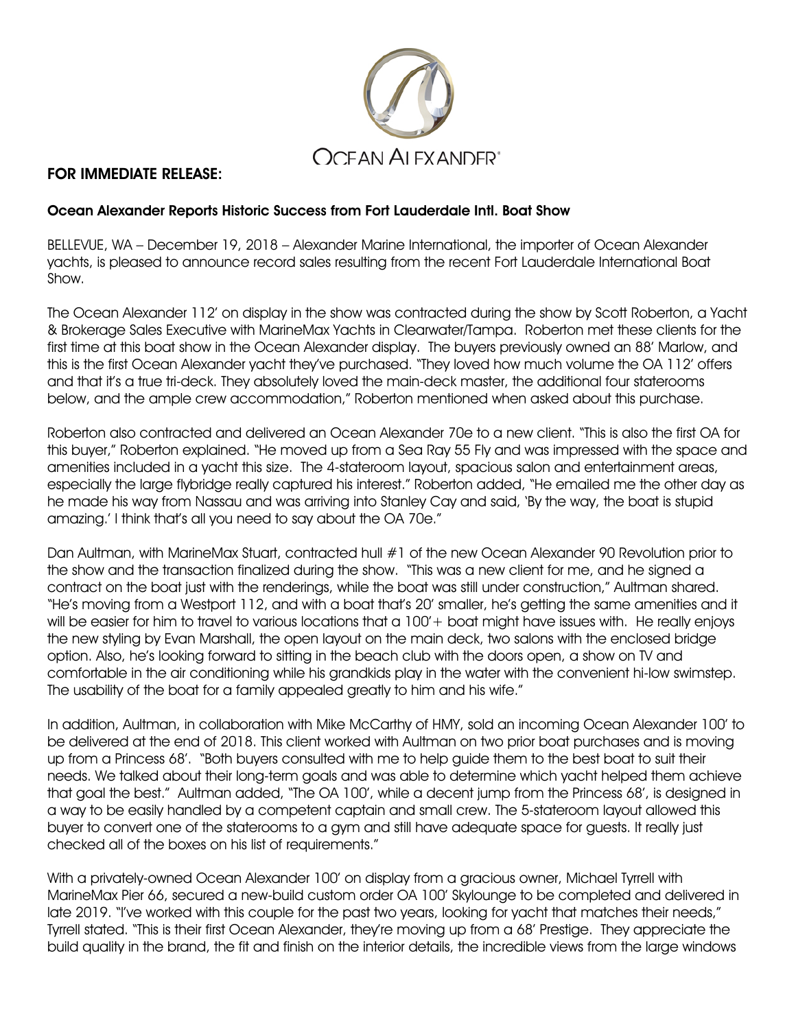OCEAN ALEXANDER®

**FOR IMMEDIATE RELEASE:**

**Ocean Alexander Reports Historic Success from Fort Lauderdale Intl. Boat Show**

BELLEVUE, WA – December 19, 2018 – Alexander Marine International, the importer of Ocean Alexander yachts, is pleased to announce record sales resulting from the recent Fort Lauderdale International Boat Show.

The Ocean Alexander 112' on display in the show was contracted during the show by Scott Roberton, a Yacht & Brokerage Sales Executive with MarineMax Yachts in Clearwater/Tampa. Roberton met these clients for the first time at this boat show in the Ocean Alexander display. The buyers previously owned an 88' Marlow, and this is the first Ocean Alexander yacht they've purchased. "They loved how much volume the OA 112' offers and that it's a true tri-deck. They absolutely loved the main-deck master, the additional four staterooms below, and the ample crew accommodation," Roberton mentioned when asked about this purchase.

Roberton also contracted and delivered an Ocean Alexander 70e to a new client. "This is also the first OA for this buyer," Roberton explained. "He moved up from a Sea Ray 55 Fly and was impressed with the space and amenities included in a yacht this size. The 4-stateroom layout, spacious salon and entertainment areas, especially the large flybridge really captured his interest." Roberton added, "He emailed me the other day as he made his way from Nassau and was arriving into Stanley Cay and said, 'By the way, the boat is stupid amazing.' I think that's all you need to say about the OA 70e."

Dan Aultman, with MarineMax Stuart, contracted hull #1 of the new Ocean Alexander 90 Revolution prior to the show and the transaction finalized during the show. "This was a new client for me, and he signed a contract on the boat just with the renderings, while the boat was still under construction," Aultman shared. "He's moving from a Westport 112, and with a boat that's 20' smaller, he's getting the same amenities and it will be easier for him to travel to various locations that a 100'+ boat might have issues with. He really enjoys the new styling by Evan Marshall, the open layout on the main deck, two salons with the enclosed bridge option. Also, he's looking forward to sitting in the beach club with the doors open, a show on TV and comfortable in the air conditioning while his grandkids play in the water with the convenient hi-low swimstep. The usability of the boat for a family appealed greatly to him and his wife."

In addition, Aultman, in collaboration with Mike McCarthy of HMY, sold an incoming Ocean Alexander 100' to be delivered at the end of 2018. This client worked with Aultman on two prior boat purchases and is moving up from a Princess 68'. "Both buyers consulted with me to help guide them to the best boat to suit their needs. We talked about their long-term goals and was able to determine which yacht helped them achieve that goal the best." Aultman added, "The OA 100', while a decent jump from the Princess 68', is designed in a way to be easily handled by a competent captain and small crew. The 5-stateroom layout allowed this buyer to convert one of the staterooms to a gym and still have adequate space for guests. It really just checked all of the boxes on his list of requirements."

With a privately-owned Ocean Alexander 100' on display from a gracious owner, Michael Tyrrell with MarineMax Pier 66, secured a new-build custom order OA 100' Skylounge to be completed and delivered in late 2019. "I've worked with this couple for the past two years, looking for yacht that matches their needs," Tyrrell stated. "This is their first Ocean Alexander, they're moving up from a 68' Prestige. They appreciate the build quality in the brand, the fit and finish on the interior details, the incredible views from the large windows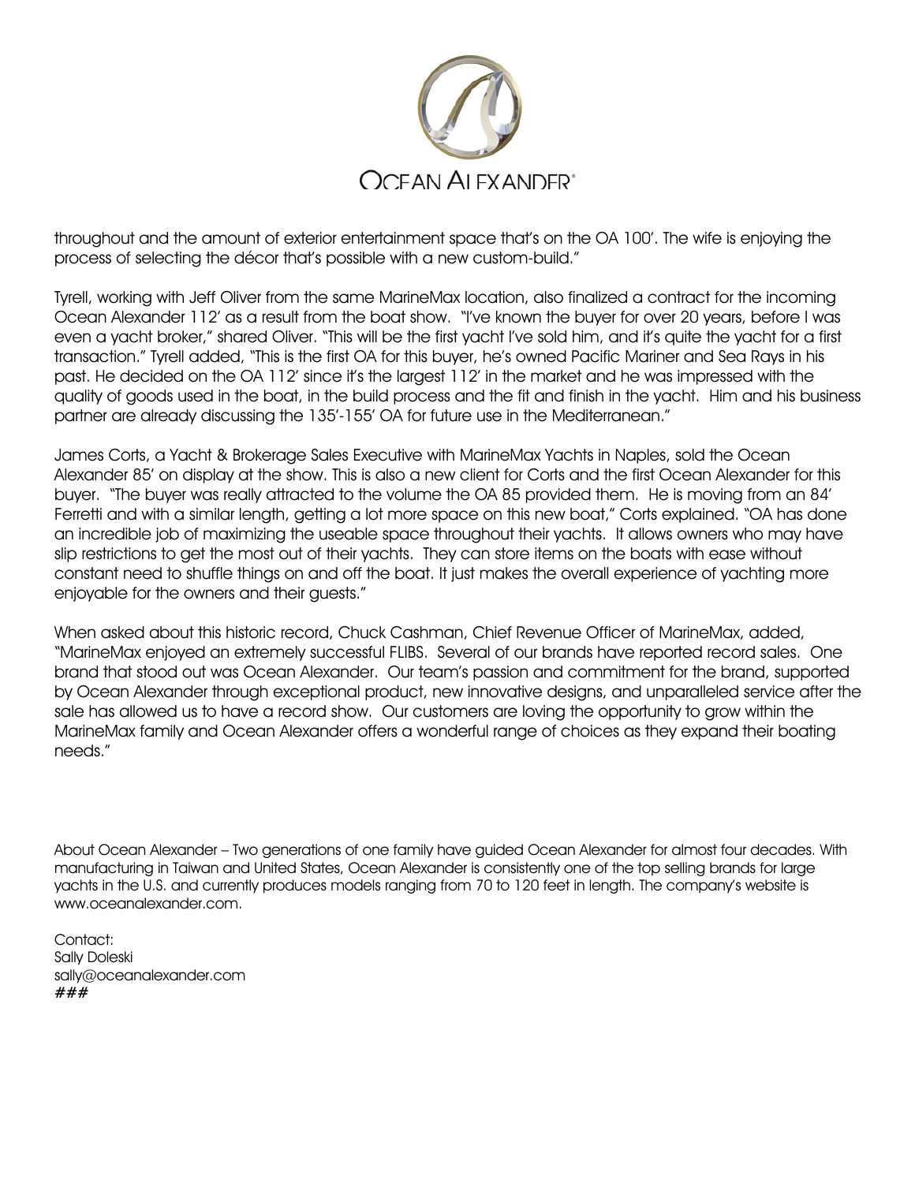throughout and the amount of exterior entertainment space that's on the OA 100'. The wife is enjoying the process of selecting the décor that's possible with a new custom-build."

Tyrell, working with Jeff Oliver from the same MarineMax location, also finalized a contract for the incoming Ocean Alexander 112' as a result from the boat show. "I've known the buyer for over 20 years, before I was even a yacht broker," shared Oliver. "This will be the first yacht I've sold him, and it's quite the yacht for a first transaction." Tyrell added, "This is the first OA for this buyer, he's owned Pacific Mariner and Sea Rays in his past. He decided on the OA 112' since it's the largest 112' in the market and he was impressed with the quality of goods used in the boat, in the build process and the fit and finish in the yacht. Him and his business partner are already discussing the 135'-155' OA for future use in the Mediterranean."

James Corts, a Yacht & Brokerage Sales Executive with MarineMax Yachts in Naples, sold the Ocean Alexander 85' on display at the show. This is also a new client for Corts and the first Ocean Alexander for this buyer. "The buyer was really attracted to the volume the OA 85 provided them. He is moving from an 84' Ferretti and with a similar length, getting a lot more space on this new boat," Corts explained. "OA has done an incredible job of maximizing the useable space throughout their yachts. It allows owners who may have slip restrictions to get the most out of their yachts. They can store items on the boats with ease without constant need to shuffle things on and off the boat. It just makes the overall experience of yachting more enjoyable for the owners and their guests."

When asked about this historic record, Chuck Cashman, Chief Revenue Officer of MarineMax, added, "MarineMax enjoyed an extremely successful FLIBS. Several of our brands have reported record sales. One brand that stood out was Ocean Alexander. Our team's passion and commitment for the brand, supported by Ocean Alexander through exceptional product, new innovative designs, and unparalleled service after the sale has allowed us to have a record show. Our customers are loving the opportunity to grow within the MarineMax family and Ocean Alexander offers a wonderful range of choices as they expand their boating needs."

About Ocean Alexander – Two generations of one family have guided Ocean Alexander for almost four decades. With manufacturing in Taiwan and United States, Ocean Alexander is consistently one of the top selling brands for large yachts in the U.S. and currently produces models ranging from 70 to 120 feet in length. The company's website is www.oceanalexander.com.

Contact:
Sally Doleski
sally@oceanalexander.com
***###***